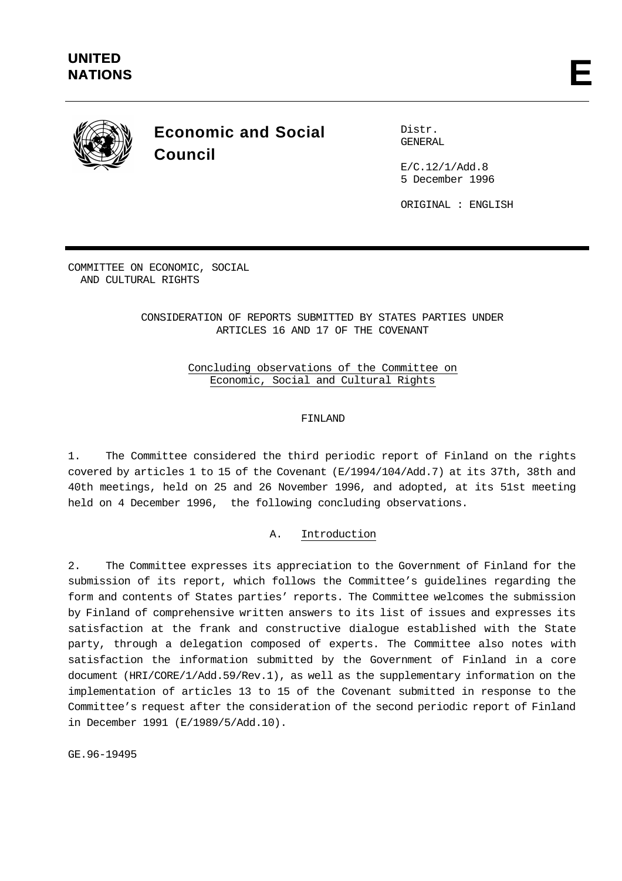**UNITED NATIONS**

# E

## Economic and Social Council

Distr.
GENERAL

E/C.12/1/Add.8
5 December 1996

ORIGINAL : ENGLISH

COMMITTEE ON ECONOMIC, SOCIAL
AND CULTURAL RIGHTS

CONSIDERATION OF REPORTS SUBMITTED BY STATES PARTIES UNDER
ARTICLES 16 AND 17 OF THE COVENANT

Concluding observations of the Committee on
Economic, Social and Cultural Rights

FINLAND

1. The Committee considered the third periodic report of Finland on the rights covered by articles 1 to 15 of the Covenant (E/1994/104/Add.7) at its 37th, 38th and 40th meetings, held on 25 and 26 November 1996, and adopted, at its 51st meeting held on 4 December 1996, the following concluding observations.

### A. Introduction

2. The Committee expresses its appreciation to the Government of Finland for the submission of its report, which follows the Committee's guidelines regarding the form and contents of States parties' reports. The Committee welcomes the submission by Finland of comprehensive written answers to its list of issues and expresses its satisfaction at the frank and constructive dialogue established with the State party, through a delegation composed of experts. The Committee also notes with satisfaction the information submitted by the Government of Finland in a core document (HRI/CORE/1/Add.59/Rev.1), as well as the supplementary information on the implementation of articles 13 to 15 of the Covenant submitted in response to the Committee's request after the consideration of the second periodic report of Finland in December 1991 (E/1989/5/Add.10).

GE.96-19495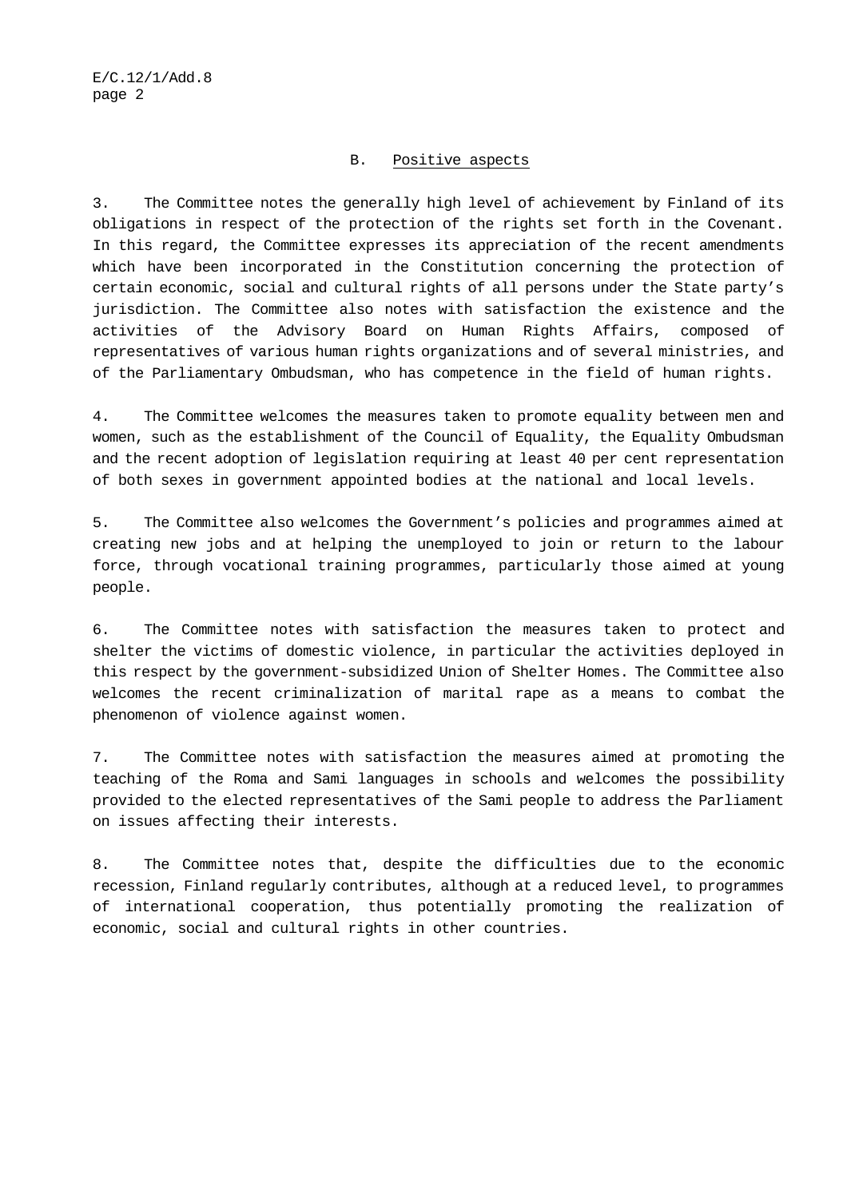## B. Positive aspects

3. The Committee notes the generally high level of achievement by Finland of its obligations in respect of the protection of the rights set forth in the Covenant. In this regard, the Committee expresses its appreciation of the recent amendments which have been incorporated in the Constitution concerning the protection of certain economic, social and cultural rights of all persons under the State party's jurisdiction. The Committee also notes with satisfaction the existence and the activities of the Advisory Board on Human Rights Affairs, composed of representatives of various human rights organizations and of several ministries, and of the Parliamentary Ombudsman, who has competence in the field of human rights.

4. The Committee welcomes the measures taken to promote equality between men and women, such as the establishment of the Council of Equality, the Equality Ombudsman and the recent adoption of legislation requiring at least 40 per cent representation of both sexes in government appointed bodies at the national and local levels.

5. The Committee also welcomes the Government's policies and programmes aimed at creating new jobs and at helping the unemployed to join or return to the labour force, through vocational training programmes, particularly those aimed at young people.

6. The Committee notes with satisfaction the measures taken to protect and shelter the victims of domestic violence, in particular the activities deployed in this respect by the government-subsidized Union of Shelter Homes. The Committee also welcomes the recent criminalization of marital rape as a means to combat the phenomenon of violence against women.

7. The Committee notes with satisfaction the measures aimed at promoting the teaching of the Roma and Sami languages in schools and welcomes the possibility provided to the elected representatives of the Sami people to address the Parliament on issues affecting their interests.

8. The Committee notes that, despite the difficulties due to the economic recession, Finland regularly contributes, although at a reduced level, to programmes of international cooperation, thus potentially promoting the realization of economic, social and cultural rights in other countries.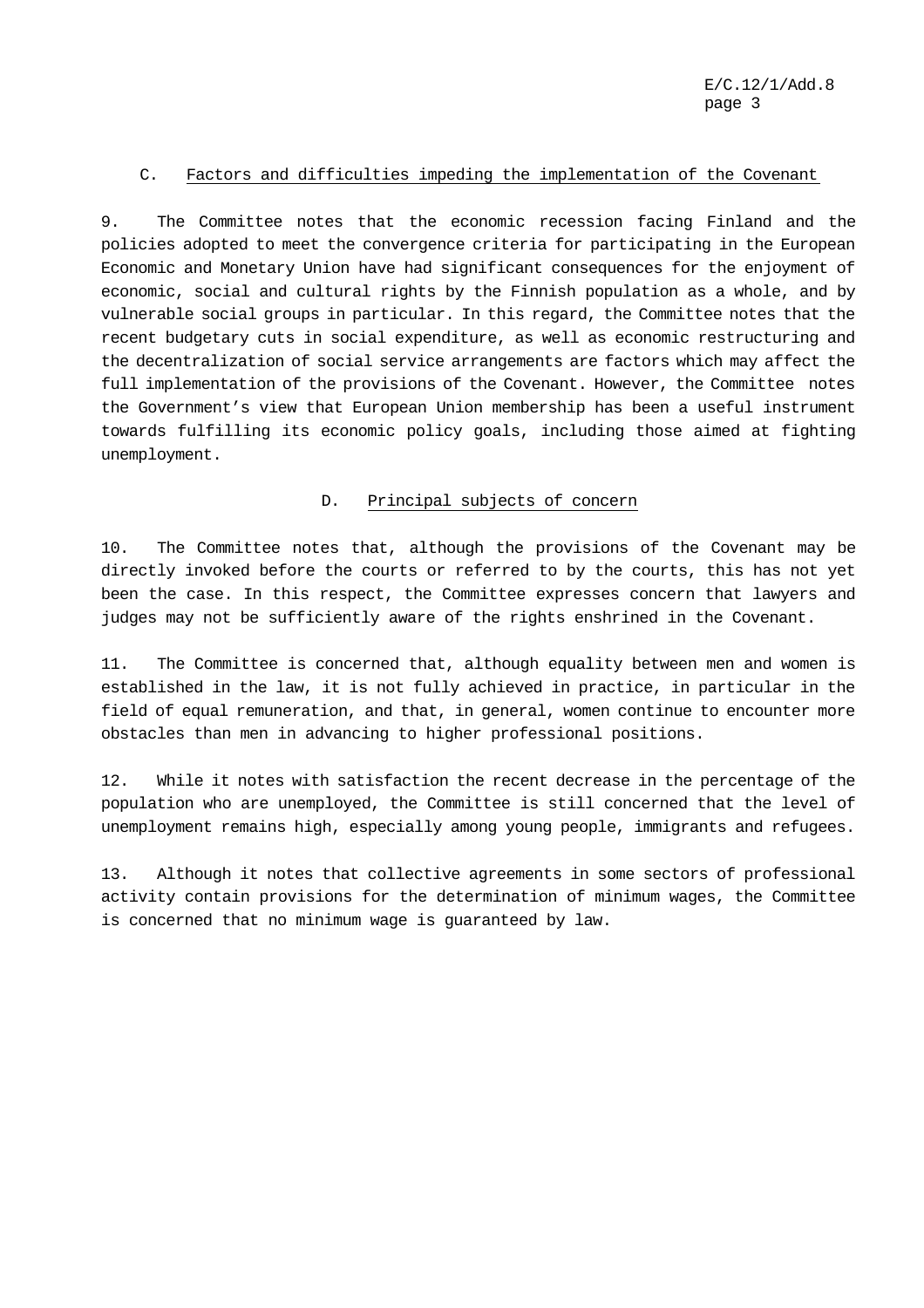## C. Factors and difficulties impeding the implementation of the Covenant

9. The Committee notes that the economic recession facing Finland and the policies adopted to meet the convergence criteria for participating in the European Economic and Monetary Union have had significant consequences for the enjoyment of economic, social and cultural rights by the Finnish population as a whole, and by vulnerable social groups in particular. In this regard, the Committee notes that the recent budgetary cuts in social expenditure, as well as economic restructuring and the decentralization of social service arrangements are factors which may affect the full implementation of the provisions of the Covenant. However, the Committee notes the Government's view that European Union membership has been a useful instrument towards fulfilling its economic policy goals, including those aimed at fighting unemployment.

## D. Principal subjects of concern

10. The Committee notes that, although the provisions of the Covenant may be directly invoked before the courts or referred to by the courts, this has not yet been the case. In this respect, the Committee expresses concern that lawyers and judges may not be sufficiently aware of the rights enshrined in the Covenant.

11. The Committee is concerned that, although equality between men and women is established in the law, it is not fully achieved in practice, in particular in the field of equal remuneration, and that, in general, women continue to encounter more obstacles than men in advancing to higher professional positions.

12. While it notes with satisfaction the recent decrease in the percentage of the population who are unemployed, the Committee is still concerned that the level of unemployment remains high, especially among young people, immigrants and refugees.

13. Although it notes that collective agreements in some sectors of professional activity contain provisions for the determination of minimum wages, the Committee is concerned that no minimum wage is guaranteed by law.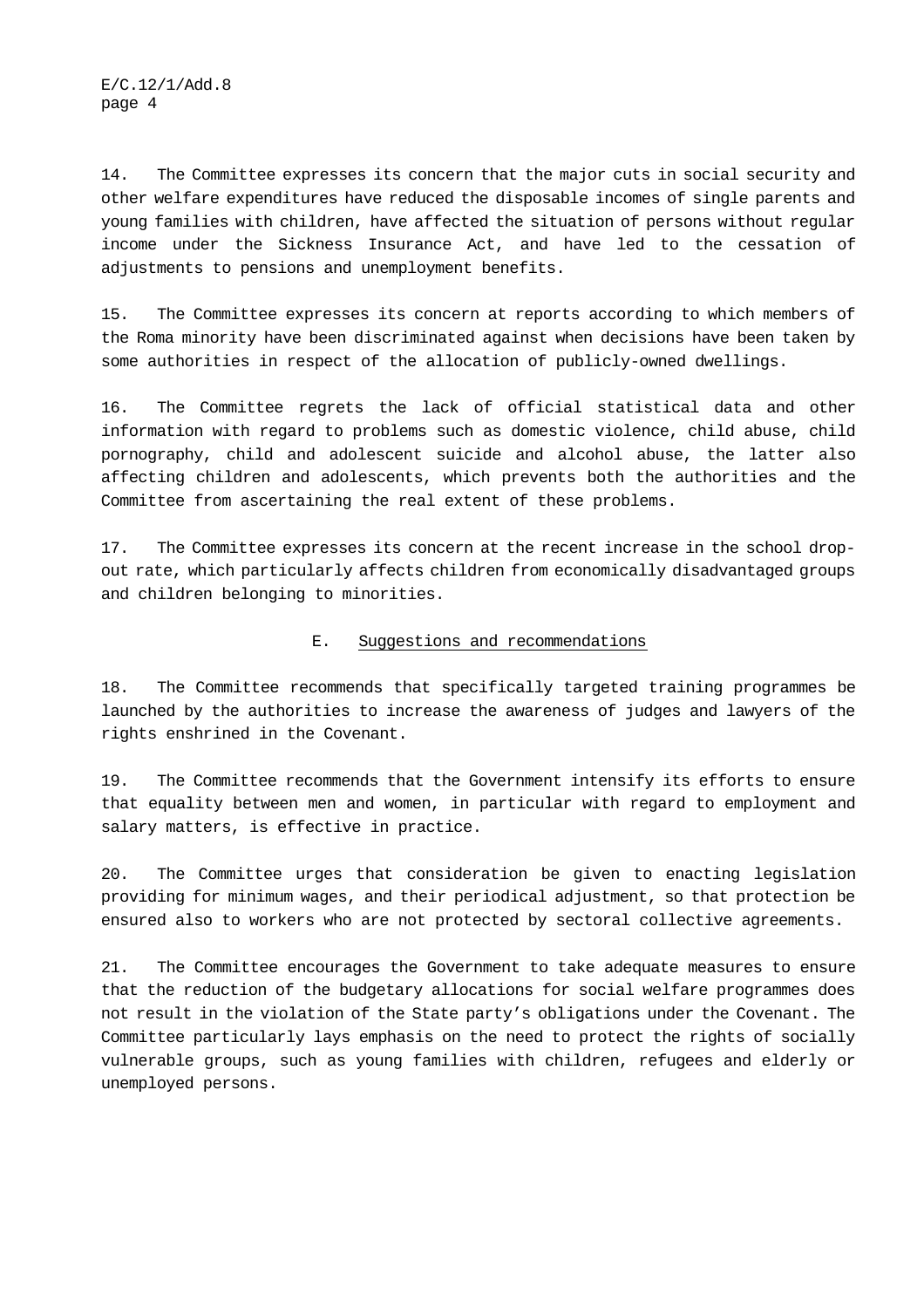14. The Committee expresses its concern that the major cuts in social security and other welfare expenditures have reduced the disposable incomes of single parents and young families with children, have affected the situation of persons without regular income under the Sickness Insurance Act, and have led to the cessation of adjustments to pensions and unemployment benefits.

15. The Committee expresses its concern at reports according to which members of the Roma minority have been discriminated against when decisions have been taken by some authorities in respect of the allocation of publicly-owned dwellings.

16. The Committee regrets the lack of official statistical data and other information with regard to problems such as domestic violence, child abuse, child pornography, child and adolescent suicide and alcohol abuse, the latter also affecting children and adolescents, which prevents both the authorities and the Committee from ascertaining the real extent of these problems.

17. The Committee expresses its concern at the recent increase in the school drop-out rate, which particularly affects children from economically disadvantaged groups and children belonging to minorities.

## E. Suggestions and recommendations

18. The Committee recommends that specifically targeted training programmes be launched by the authorities to increase the awareness of judges and lawyers of the rights enshrined in the Covenant.

19. The Committee recommends that the Government intensify its efforts to ensure that equality between men and women, in particular with regard to employment and salary matters, is effective in practice.

20. The Committee urges that consideration be given to enacting legislation providing for minimum wages, and their periodical adjustment, so that protection be ensured also to workers who are not protected by sectoral collective agreements.

21. The Committee encourages the Government to take adequate measures to ensure that the reduction of the budgetary allocations for social welfare programmes does not result in the violation of the State party's obligations under the Covenant. The Committee particularly lays emphasis on the need to protect the rights of socially vulnerable groups, such as young families with children, refugees and elderly or unemployed persons.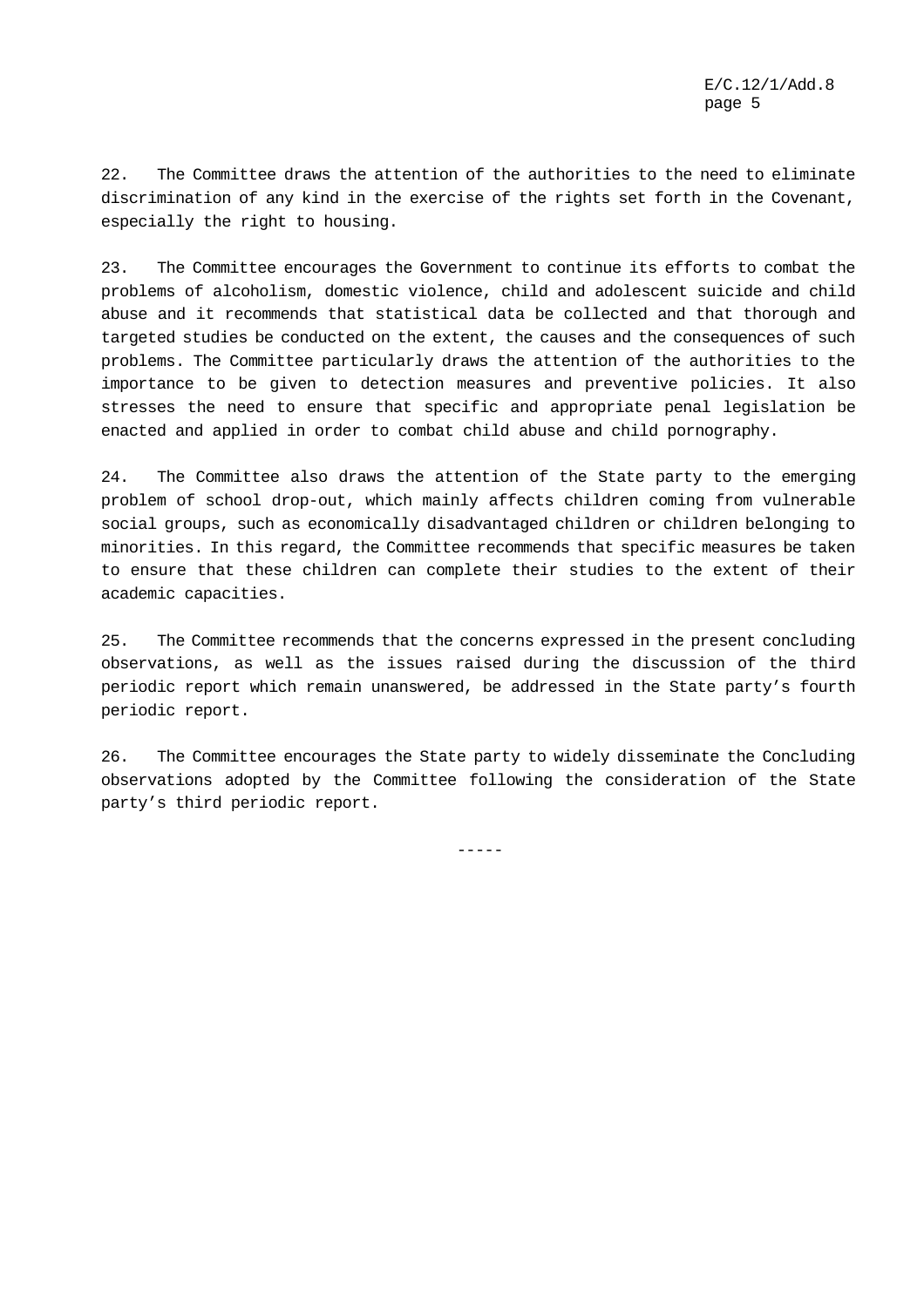22. The Committee draws the attention of the authorities to the need to eliminate discrimination of any kind in the exercise of the rights set forth in the Covenant, especially the right to housing.

23. The Committee encourages the Government to continue its efforts to combat the problems of alcoholism, domestic violence, child and adolescent suicide and child abuse and it recommends that statistical data be collected and that thorough and targeted studies be conducted on the extent, the causes and the consequences of such problems. The Committee particularly draws the attention of the authorities to the importance to be given to detection measures and preventive policies. It also stresses the need to ensure that specific and appropriate penal legislation be enacted and applied in order to combat child abuse and child pornography.

24. The Committee also draws the attention of the State party to the emerging problem of school drop-out, which mainly affects children coming from vulnerable social groups, such as economically disadvantaged children or children belonging to minorities. In this regard, the Committee recommends that specific measures be taken to ensure that these children can complete their studies to the extent of their academic capacities.

25. The Committee recommends that the concerns expressed in the present concluding observations, as well as the issues raised during the discussion of the third periodic report which remain unanswered, be addressed in the State party's fourth periodic report.

26. The Committee encourages the State party to widely disseminate the Concluding observations adopted by the Committee following the consideration of the State party's third periodic report.

-----